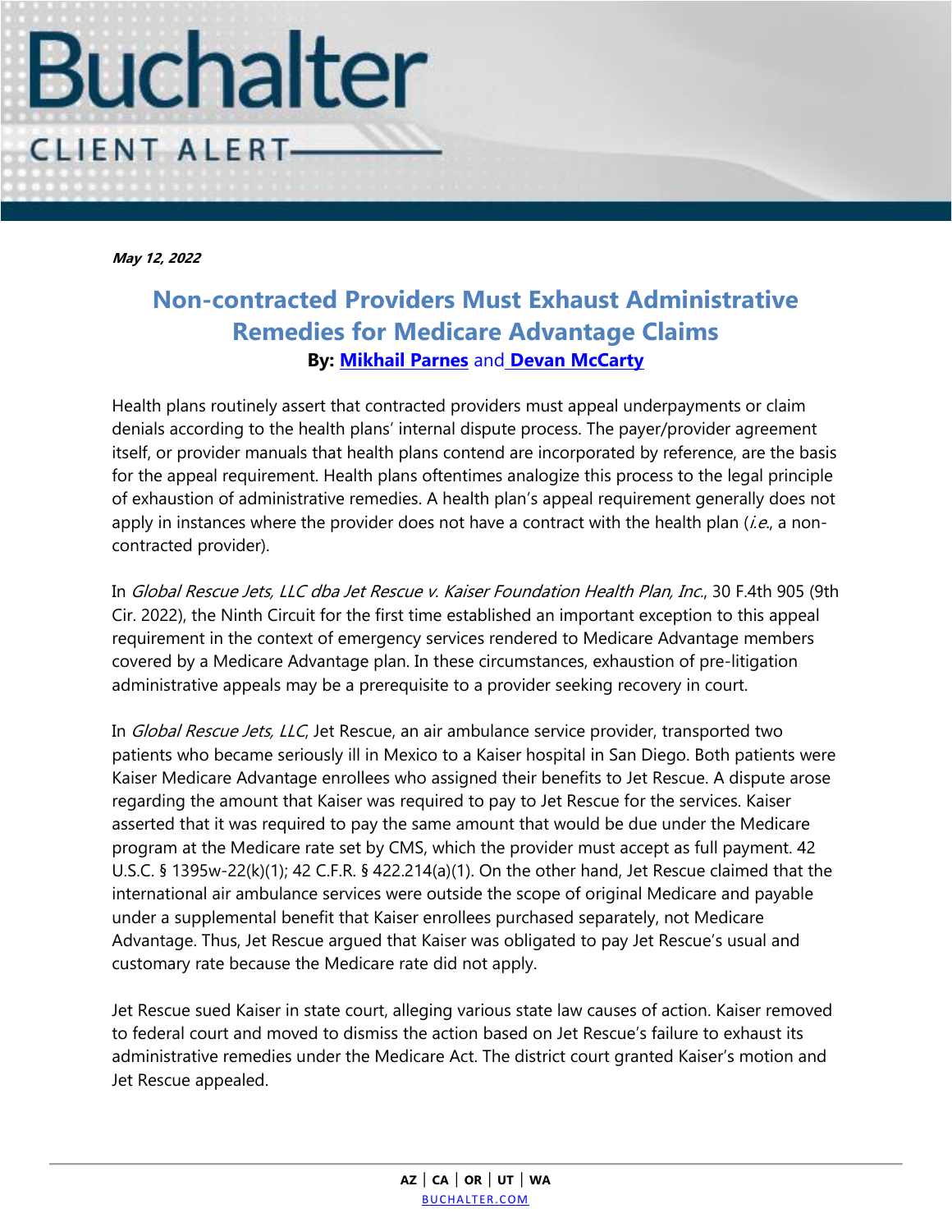Buchalter

CLIENT ALERT

***May 12, 2022***

# Non-contracted Providers Must Exhaust Administrative Remedies for Medicare Advantage Claims

**By: [Mikhail Parnes](#) and [Devan McCarty](#)**

Health plans routinely assert that contracted providers must appeal underpayments or claim denials according to the health plans' internal dispute process. The payer/provider agreement itself, or provider manuals that health plans contend are incorporated by reference, are the basis for the appeal requirement. Health plans oftentimes analogize this process to the legal principle of exhaustion of administrative remedies. A health plan's appeal requirement generally does not apply in instances where the provider does not have a contract with the health plan (*i.e.*, a non-contracted provider).

In *Global Rescue Jets, LLC dba Jet Rescue v. Kaiser Foundation Health Plan, Inc.*, 30 F.4th 905 (9th Cir. 2022), the Ninth Circuit for the first time established an important exception to this appeal requirement in the context of emergency services rendered to Medicare Advantage members covered by a Medicare Advantage plan. In these circumstances, exhaustion of pre-litigation administrative appeals may be a prerequisite to a provider seeking recovery in court.

In *Global Rescue Jets, LLC*, Jet Rescue, an air ambulance service provider, transported two patients who became seriously ill in Mexico to a Kaiser hospital in San Diego. Both patients were Kaiser Medicare Advantage enrollees who assigned their benefits to Jet Rescue. A dispute arose regarding the amount that Kaiser was required to pay to Jet Rescue for the services. Kaiser asserted that it was required to pay the same amount that would be due under the Medicare program at the Medicare rate set by CMS, which the provider must accept as full payment. 42 U.S.C. § 1395w-22(k)(1); 42 C.F.R. § 422.214(a)(1). On the other hand, Jet Rescue claimed that the international air ambulance services were outside the scope of original Medicare and payable under a supplemental benefit that Kaiser enrollees purchased separately, not Medicare Advantage. Thus, Jet Rescue argued that Kaiser was obligated to pay Jet Rescue's usual and customary rate because the Medicare rate did not apply.

Jet Rescue sued Kaiser in state court, alleging various state law causes of action. Kaiser removed to federal court and moved to dismiss the action based on Jet Rescue's failure to exhaust its administrative remedies under the Medicare Act. The district court granted Kaiser's motion and Jet Rescue appealed.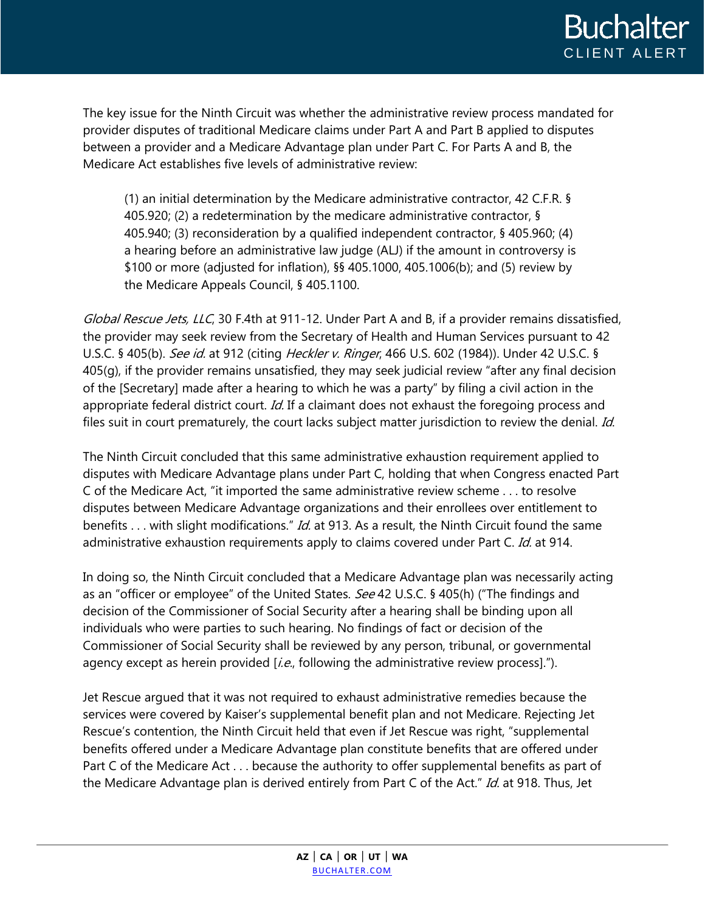The key issue for the Ninth Circuit was whether the administrative review process mandated for provider disputes of traditional Medicare claims under Part A and Part B applied to disputes between a provider and a Medicare Advantage plan under Part C. For Parts A and B, the Medicare Act establishes five levels of administrative review:

> (1) an initial determination by the Medicare administrative contractor, 42 C.F.R. § 405.920; (2) a redetermination by the medicare administrative contractor, § 405.940; (3) reconsideration by a qualified independent contractor, § 405.960; (4) a hearing before an administrative law judge (ALJ) if the amount in controversy is $100 or more (adjusted for inflation), §§ 405.1000, 405.1006(b); and (5) review by the Medicare Appeals Council, § 405.1100.

*Global Rescue Jets, LLC*, 30 F.4th at 911-12. Under Part A and B, if a provider remains dissatisfied, the provider may seek review from the Secretary of Health and Human Services pursuant to 42 U.S.C. § 405(b). *See id.* at 912 (citing *Heckler v. Ringer*, 466 U.S. 602 (1984)). Under 42 U.S.C. § 405(g), if the provider remains unsatisfied, they may seek judicial review "after any final decision of the [Secretary] made after a hearing to which he was a party" by filing a civil action in the appropriate federal district court. *Id.* If a claimant does not exhaust the foregoing process and files suit in court prematurely, the court lacks subject matter jurisdiction to review the denial. *Id.*

The Ninth Circuit concluded that this same administrative exhaustion requirement applied to disputes with Medicare Advantage plans under Part C, holding that when Congress enacted Part C of the Medicare Act, "it imported the same administrative review scheme . . . to resolve disputes between Medicare Advantage organizations and their enrollees over entitlement to benefits . . . with slight modifications." *Id.* at 913. As a result, the Ninth Circuit found the same administrative exhaustion requirements apply to claims covered under Part C. *Id.* at 914.

In doing so, the Ninth Circuit concluded that a Medicare Advantage plan was necessarily acting as an "officer or employee" of the United States. *See* 42 U.S.C. § 405(h) ("The findings and decision of the Commissioner of Social Security after a hearing shall be binding upon all individuals who were parties to such hearing. No findings of fact or decision of the Commissioner of Social Security shall be reviewed by any person, tribunal, or governmental agency except as herein provided [*i.e.*, following the administrative review process].").

Jet Rescue argued that it was not required to exhaust administrative remedies because the services were covered by Kaiser's supplemental benefit plan and not Medicare. Rejecting Jet Rescue's contention, the Ninth Circuit held that even if Jet Rescue was right, "supplemental benefits offered under a Medicare Advantage plan constitute benefits that are offered under Part C of the Medicare Act . . . because the authority to offer supplemental benefits as part of the Medicare Advantage plan is derived entirely from Part C of the Act." *Id.* at 918. Thus, Jet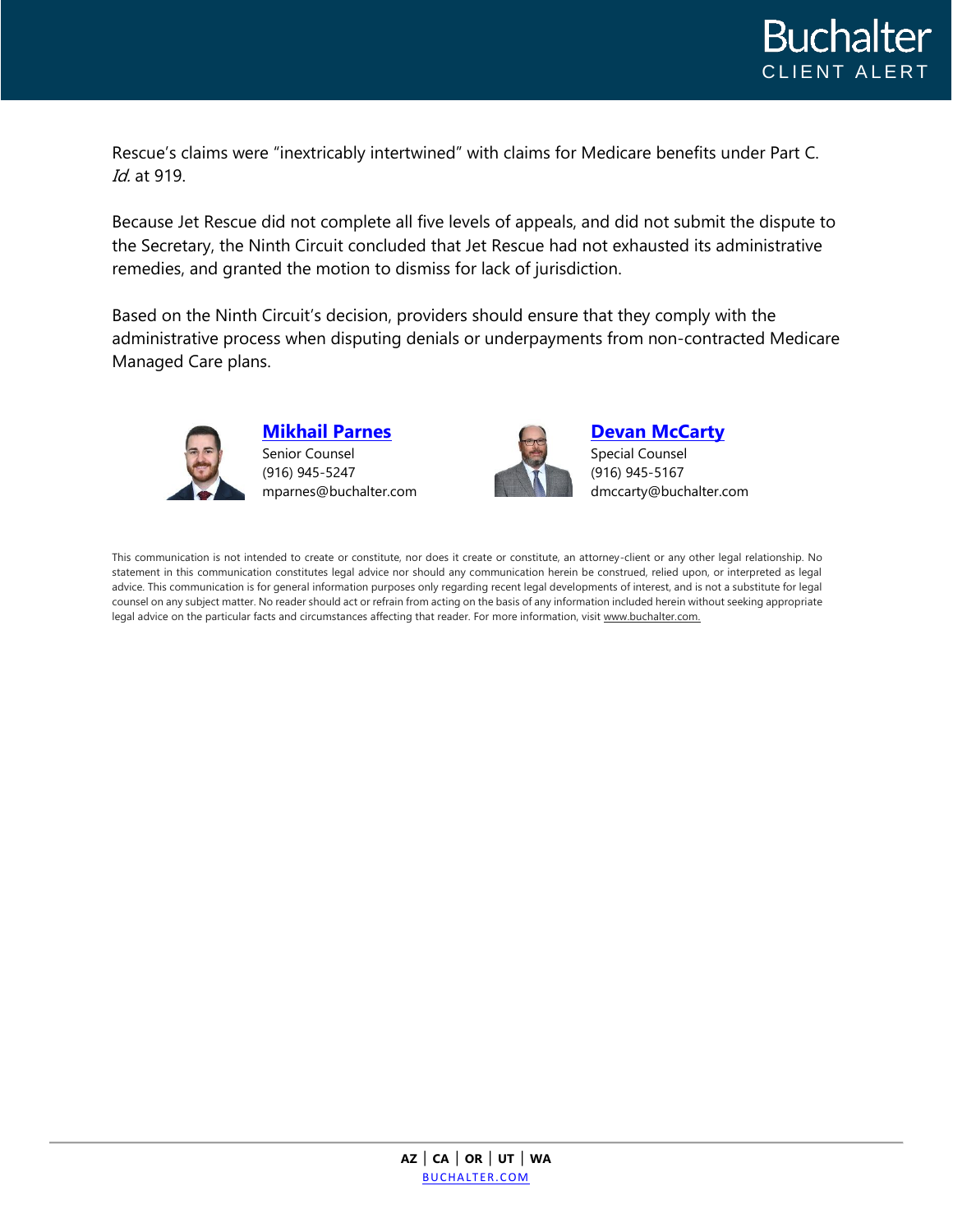Rescue's claims were "inextricably intertwined" with claims for Medicare benefits under Part C. *Id.* at 919.

Because Jet Rescue did not complete all five levels of appeals, and did not submit the dispute to the Secretary, the Ninth Circuit concluded that Jet Rescue had not exhausted its administrative remedies, and granted the motion to dismiss for lack of jurisdiction.

Based on the Ninth Circuit's decision, providers should ensure that they comply with the administrative process when disputing denials or underpayments from non-contracted Medicare Managed Care plans.

**Mikhail Parnes**
Senior Counsel
(916) 945-5247
mparnes@buchalter.com

**Devan McCarty**
Special Counsel
(916) 945-5167
dmccarty@buchalter.com

This communication is not intended to create or constitute, nor does it create or constitute, an attorney-client or any other legal relationship. No statement in this communication constitutes legal advice nor should any communication herein be construed, relied upon, or interpreted as legal advice. This communication is for general information purposes only regarding recent legal developments of interest, and is not a substitute for legal counsel on any subject matter. No reader should act or refrain from acting on the basis of any information included herein without seeking appropriate legal advice on the particular facts and circumstances affecting that reader. For more information, visit www.buchalter.com.